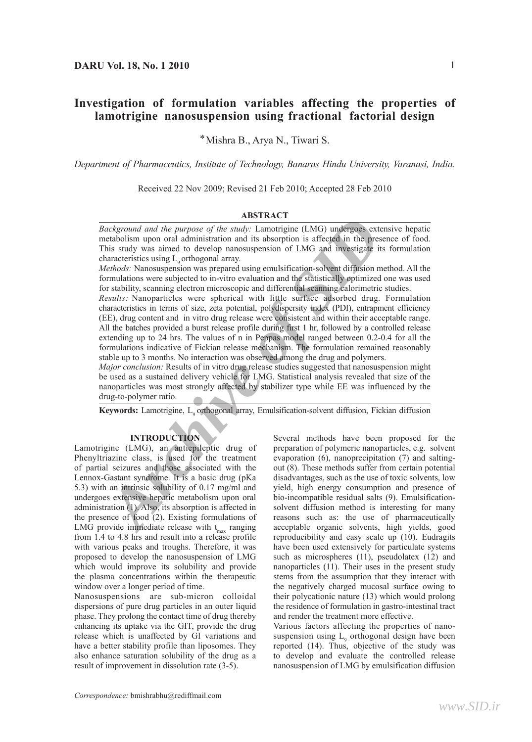# Investigation of formulation variables affecting the properties of lamotrigine nanosuspension using fractional factorial design

*Mishra B., Arya N., Tiwari S.

*Department of Pharmaceutics, Institute of Technology, Banaras Hindu University, Varanasi, India.*

Received 22 Nov 2009; Revised 21 Feb 2010; Accepted 28 Feb 2010

## ABSTRACT

*Background and the purpose of the study:* Lamotrigine (LMG) undergoes extensive hepatic metabolism upon oral administration and its absorption is affected in the presence of food. This study was aimed to develop nanosuspension of LMG and investigate its formulation characteristics using $L_9$ orthogonal array.

*Methods:* Nanosuspension was prepared using emulsification-solvent diffusion method. All the formulations were subjected to in-vitro evaluation and the statistically optimized one was used for stability, scanning electron microscopic and differential scanning calorimetric studies.

*Results:* Nanoparticles were spherical with little surface adsorbed drug. Formulation characteristics in terms of size, zeta potential, polydispersity index (PDI), entrapment efficiency (EE), drug content and in vitro drug release were consistent and within their acceptable range. All the batches provided a burst release profile during first 1 hr, followed by a controlled release extending up to 24 hrs. The values of n in Peppas model ranged between 0.2-0.4 for all the formulations indicative of Fickian release mechanism. The formulation remained reasonably stable up to 3 months. No interaction was observed among the drug and polymers.

*Major conclusion:* Results of in vitro drug release studies suggested that nanosuspension might be used as a sustained delivery vehicle for LMG. Statistical analysis revealed that size of the nanoparticles was most strongly affected by stabilizer type while EE was influenced by the drug-to-polymer ratio.

**Keywords:** Lamotrigine, $L_9$ orthogonal array, Emulsification-solvent diffusion, Fickian diffusion

## INTRODUCTION

Lamotrigine (LMG), an antiepileptic drug of Phenyltriazine class, is used for the treatment of partial seizures and those associated with the Lennox-Gastant syndrome. It is a basic drug (pKa 5.3) with an intrinsic solubility of 0.17 mg/ml and undergoes extensive hepatic metabolism upon oral administration (1). Also, its absorption is affected in the presence of food (2). Existing formulations of LMG provide immediate release with $t_{max}$ ranging from 1.4 to 4.8 hrs and result into a release profile with various peaks and troughs. Therefore, it was proposed to develop the nanosuspension of LMG which would improve its solubility and provide the plasma concentrations within the therapeutic window over a longer period of time.

Nanosuspensions are sub-micron colloidal dispersions of pure drug particles in an outer liquid phase. They prolong the contact time of drug thereby enhancing its uptake via the GIT, provide the drug release which is unaffected by GI variations and have a better stability profile than liposomes. They also enhance saturation solubility of the drug as a result of improvement in dissolution rate (3-5).

Several methods have been proposed for the preparation of polymeric nanoparticles, e.g. solvent evaporation (6), nanoprecipitation (7) and salting-out (8). These methods suffer from certain potential disadvantages, such as the use of toxic solvents, low yield, high energy consumption and presence of bio-incompatible residual salts (9). Emulsification-solvent diffusion method is interesting for many reasons such as: the use of pharmaceutically acceptable organic solvents, high yields, good reproducibility and easy scale up (10). Eudragits have been used extensively for particulate systems such as microspheres (11), pseudolatex (12) and nanoparticles (11). Their uses in the present study stems from the assumption that they interact with the negatively charged mucosal surface owing to their polycationic nature (13) which would prolong the residence of formulation in gastro-intestinal tract and render the treatment more effective.

Various factors affecting the properties of nano-suspension using $L_9$ orthogonal design have been reported (14). Thus, objective of the study was to develop and evaluate the controlled release nanosuspension of LMG by emulsification diffusion

*Correspondence:* bmishrabhu@rediffmail.com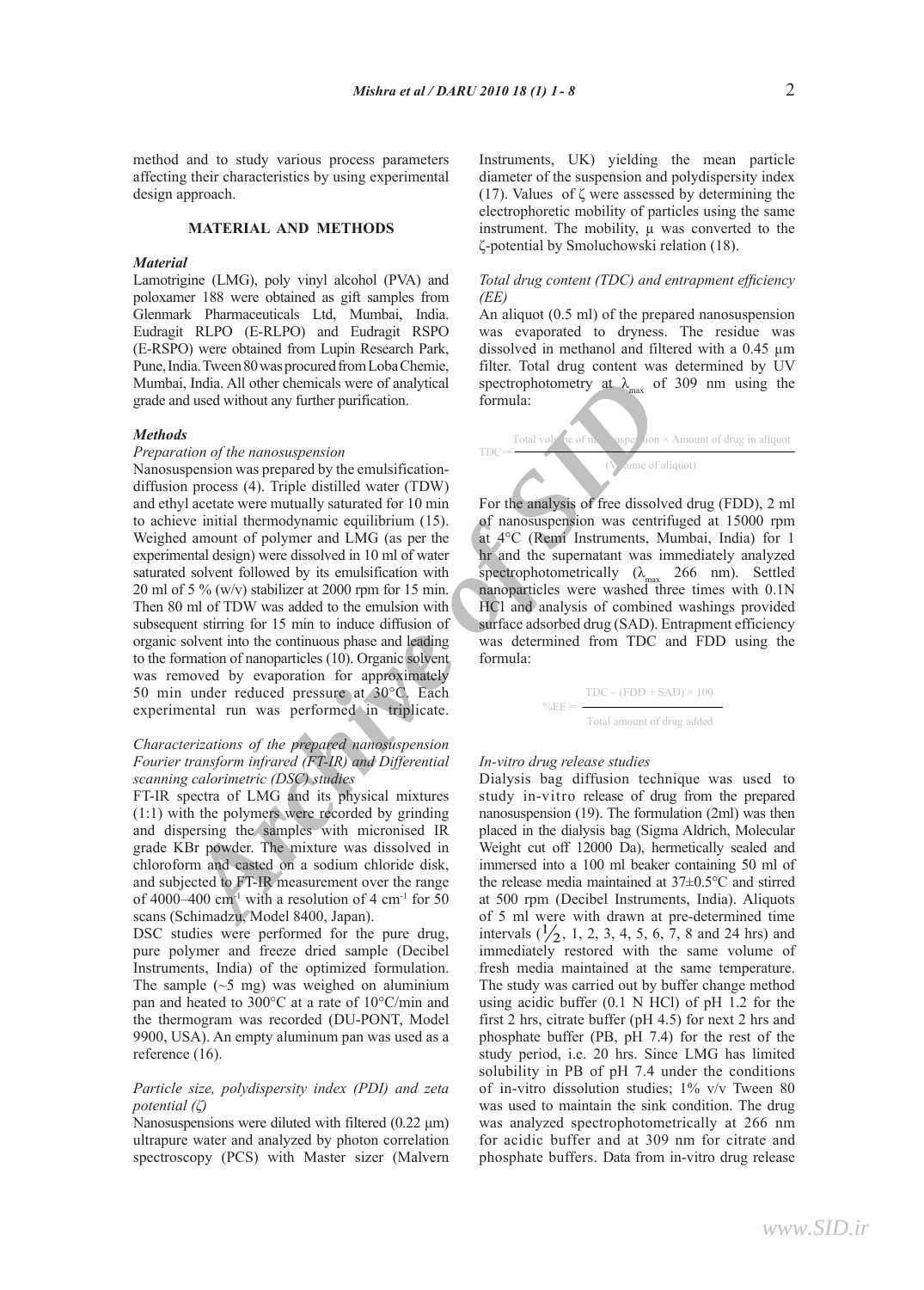method and to study various process parameters affecting their characteristics by using experimental design approach.

## MATERIAL AND METHODS

### *Material*

Lamotrigine (LMG), poly vinyl alcohol (PVA) and poloxamer 188 were obtained as gift samples from Glenmark Pharmaceuticals Ltd, Mumbai, India. Eudragit RLPO (E-RLPO) and Eudragit RSPO (E-RSPO) were obtained from Lupin Research Park, Pune, India. Tween 80 was procured from Loba Chemie, Mumbai, India. All other chemicals were of analytical grade and used without any further purification.

### *Methods*

#### *Preparation of the nanosuspension*

Nanosuspension was prepared by the emulsification-diffusion process (4). Triple distilled water (TDW) and ethyl acetate were mutually saturated for 10 min to achieve initial thermodynamic equilibrium (15). Weighed amount of polymer and LMG (as per the experimental design) were dissolved in 10 ml of water saturated solvent followed by its emulsification with 20 ml of 5 % (w/v) stabilizer at 2000 rpm for 15 min. Then 80 ml of TDW was added to the emulsion with subsequent stirring for 15 min to induce diffusion of organic solvent into the continuous phase and leading to the formation of nanoparticles (10). Organic solvent was removed by evaporation for approximately 50 min under reduced pressure at 30°C. Each experimental run was performed in triplicate.

#### *Characterizations of the prepared nanosuspension Fourier transform infrared (FT-IR) and Differential scanning calorimetric (DSC) studies*

FT-IR spectra of LMG and its physical mixtures (1:1) with the polymers were recorded by grinding and dispersing the samples with micronised IR grade KBr powder. The mixture was dissolved in chloroform and casted on a sodium chloride disk, and subjected to FT-IR measurement over the range of 4000–400 $cm^{-1}$ with a resolution of 4 $cm^{-1}$ for 50 scans (Schimadzu, Model 8400, Japan).

DSC studies were performed for the pure drug, pure polymer and freeze dried sample (Decibel Instruments, India) of the optimized formulation. The sample (~5 mg) was weighed on aluminium pan and heated to 300°C at a rate of 10°C/min and the thermogram was recorded (DU-PONT, Model 9900, USA). An empty aluminum pan was used as a reference (16).

#### *Particle size, polydispersity index (PDI) and zeta potential (ζ)*

Nanosuspensions were diluted with filtered (0.22 µm) ultrapure water and analyzed by photon correlation spectroscopy (PCS) with Master sizer (Malvern Instruments, UK) yielding the mean particle diameter of the suspension and polydispersity index (17). Values of ζ were assessed by determining the electrophoretic mobility of particles using the same instrument. The mobility, µ was converted to the ζ-potential by Smoluchowski relation (18).

#### *Total drug content (TDC) and entrapment efficiency (EE)*

An aliquot (0.5 ml) of the prepared nanosuspension was evaporated to dryness. The residue was dissolved in methanol and filtered with a 0.45 µm filter. Total drug content was determined by UV spectrophotometry at $\lambda_{max}$ of 309 nm using the formula:

$$TDC = \frac{\text{Total volume of nanosuspension} \times \text{Amount of drug in aliquot}}{\text{(Volume of aliquot)}}$$

For the analysis of free dissolved drug (FDD), 2 ml of nanosuspension was centrifuged at 15000 rpm at 4°C (Remi Instruments, Mumbai, India) for 1 hr and the supernatant was immediately analyzed spectrophotometrically ($\lambda_{max}$ 266 nm). Settled nanoparticles were washed three times with 0.1N HCl and analysis of combined washings provided surface adsorbed drug (SAD). Entrapment efficiency was determined from TDC and FDD using the formula:

$$\%EE = \frac{TDC - (FDD + SAD) \times 100}{\text{Total amount of drug added}}$$

#### *In-vitro drug release studies*

Dialysis bag diffusion technique was used to study in-vitro release of drug from the prepared nanosuspension (19). The formulation (2ml) was then placed in the dialysis bag (Sigma Aldrich, Molecular Weight cut off 12000 Da), hermetically sealed and immersed into a 100 ml beaker containing 50 ml of the release media maintained at 37±0.5°C and stirred at 500 rpm (Decibel Instruments, India). Aliquots of 5 ml were with drawn at pre-determined time intervals (½, 1, 2, 3, 4, 5, 6, 7, 8 and 24 hrs) and immediately restored with the same volume of fresh media maintained at the same temperature. The study was carried out by buffer change method using acidic buffer (0.1 N HCl) of pH 1.2 for the first 2 hrs, citrate buffer (pH 4.5) for next 2 hrs and phosphate buffer (PB, pH 7.4) for the rest of the study period, i.e. 20 hrs. Since LMG has limited solubility in PB of pH 7.4 under the conditions of in-vitro dissolution studies; 1% v/v Tween 80 was used to maintain the sink condition. The drug was analyzed spectrophotometrically at 266 nm for acidic buffer and at 309 nm for citrate and phosphate buffers. Data from in-vitro drug release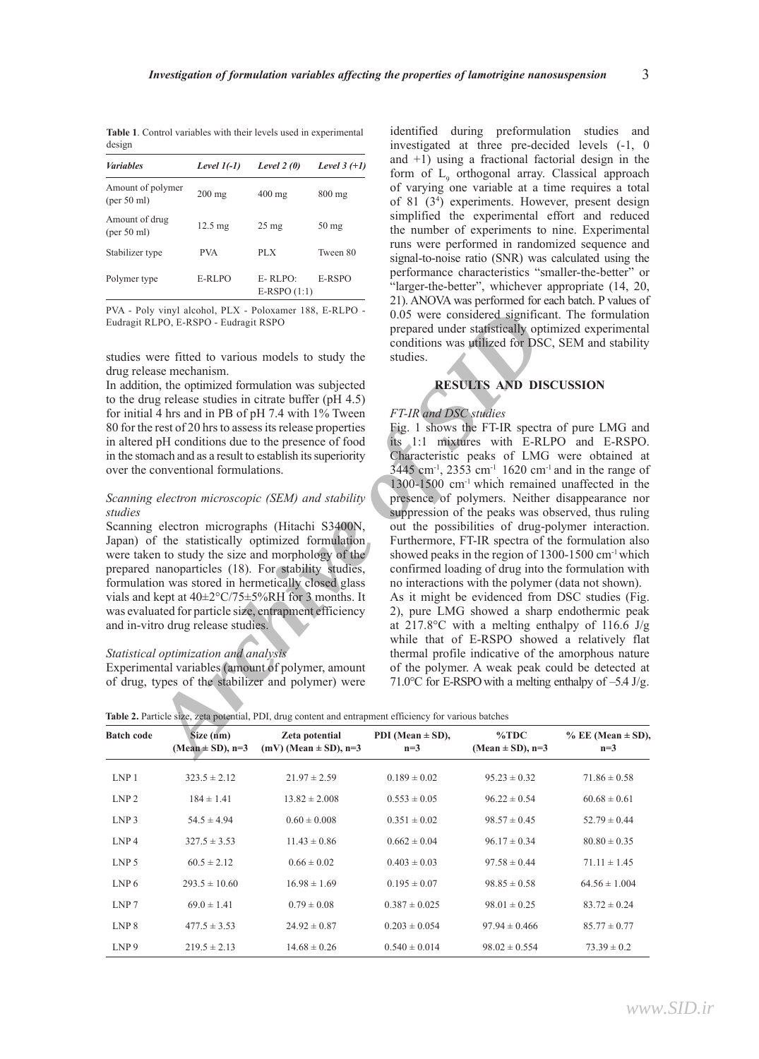**Table 1**. Control variables with their levels used in experimental design

| *Variables* | *Level 1(-1)* | *Level 2 (0)* | *Level 3 (+1)* |
|---|---|---|---|
| Amount of polymer (per 50 ml) | 200 mg | 400 mg | 800 mg |
| Amount of drug (per 50 ml) | 12.5 mg | 25 mg | 50 mg |
| Stabilizer type | PVA | PLX | Tween 80 |
| Polymer type | E-RLPO | E- RLPO: E-RSPO (1:1) | E-RSPO |

PVA - Poly vinyl alcohol, PLX - Poloxamer 188, E-RLPO - Eudragit RLPO, E-RSPO - Eudragit RSPO

studies were fitted to various models to study the drug release mechanism.

In addition, the optimized formulation was subjected to the drug release studies in citrate buffer (pH 4.5) for initial 4 hrs and in PB of pH 7.4 with 1% Tween 80 for the rest of 20 hrs to assess its release properties in altered pH conditions due to the presence of food in the stomach and as a result to establish its superiority over the conventional formulations.

### *Scanning electron microscopic (SEM) and stability studies*

Scanning electron micrographs (Hitachi S3400N, Japan) of the statistically optimized formulation were taken to study the size and morphology of the prepared nanoparticles (18). For stability studies, formulation was stored in hermetically closed glass vials and kept at 40±2°C/75±5%RH for 3 months. It was evaluated for particle size, entrapment efficiency and in-vitro drug release studies.

### *Statistical optimization and analysis*

Experimental variables (amount of polymer, amount of drug, types of the stabilizer and polymer) were identified during preformulation studies and investigated at three pre-decided levels (-1, 0 and +1) using a fractional factorial design in the form of $L_9$ orthogonal array. Classical approach of varying one variable at a time requires a total of 81 ($3^4$) experiments. However, present design simplified the experimental effort and reduced the number of experiments to nine. Experimental runs were performed in randomized sequence and signal-to-noise ratio (SNR) was calculated using the performance characteristics "smaller-the-better" or "larger-the-better", whichever appropriate (14, 20, 21). ANOVA was performed for each batch. P values of 0.05 were considered significant. The formulation prepared under statistically optimized experimental conditions was utilized for DSC, SEM and stability studies.

## RESULTS AND DISCUSSION

### *FT-IR and DSC studies*

Fig. 1 shows the FT-IR spectra of pure LMG and its 1:1 mixtures with E-RLPO and E-RSPO. Characteristic peaks of LMG were obtained at 3445 $cm^{-1}$, 2353 $cm^{-1}$ 1620 $cm^{-1}$ and in the range of 1300-1500 $cm^{-1}$ which remained unaffected in the presence of polymers. Neither disappearance nor suppression of the peaks was observed, thus ruling out the possibilities of drug-polymer interaction. Furthermore, FT-IR spectra of the formulation also showed peaks in the region of 1300-1500 $cm^{-1}$ which confirmed loading of drug into the formulation with no interactions with the polymer (data not shown).

As it might be evidenced from DSC studies (Fig. 2), pure LMG showed a sharp endothermic peak at 217.8°C with a melting enthalpy of 116.6 J/g while that of E-RSPO showed a relatively flat thermal profile indicative of the amorphous nature of the polymer. A weak peak could be detected at 71.0°C for E-RSPO with a melting enthalpy of –5.4 J/g.

**Table 2.** Particle size, zeta potential, PDI, drug content and entrapment efficiency for various batches

| Batch code | Size (nm) (Mean ± SD), n=3 | Zeta potential (mV) (Mean ± SD), n=3 | PDI (Mean ± SD), n=3 | %TDC (Mean ± SD), n=3 | % EE (Mean ± SD), n=3 |
|---|---|---|---|---|---|
| LNP 1 | 323.5 ± 2.12 | 21.97 ± 2.59 | 0.189 ± 0.02 | 95.23 ± 0.32 | 71.86 ± 0.58 |
| LNP 2 | 184 ± 1.41 | 13.82 ± 2.008 | 0.553 ± 0.05 | 96.22 ± 0.54 | 60.68 ± 0.61 |
| LNP 3 | 54.5 ± 4.94 | 0.60 ± 0.008 | 0.351 ± 0.02 | 98.57 ± 0.45 | 52.79 ± 0.44 |
| LNP 4 | 327.5 ± 3.53 | 11.43 ± 0.86 | 0.662 ± 0.04 | 96.17 ± 0.34 | 80.80 ± 0.35 |
| LNP 5 | 60.5 ± 2.12 | 0.66 ± 0.02 | 0.403 ± 0.03 | 97.58 ± 0.44 | 71.11 ± 1.45 |
| LNP 6 | 293.5 ± 10.60 | 16.98 ± 1.69 | 0.195 ± 0.07 | 98.85 ± 0.58 | 64.56 ± 1.004 |
| LNP 7 | 69.0 ± 1.41 | 0.79 ± 0.08 | 0.387 ± 0.025 | 98.01 ± 0.25 | 83.72 ± 0.24 |
| LNP 8 | 477.5 ± 3.53 | 24.92 ± 0.87 | 0.203 ± 0.054 | 97.94 ± 0.466 | 85.77 ± 0.77 |
| LNP 9 | 219.5 ± 2.13 | 14.68 ± 0.26 | 0.540 ± 0.014 | 98.02 ± 0.554 | 73.39 ± 0.2 |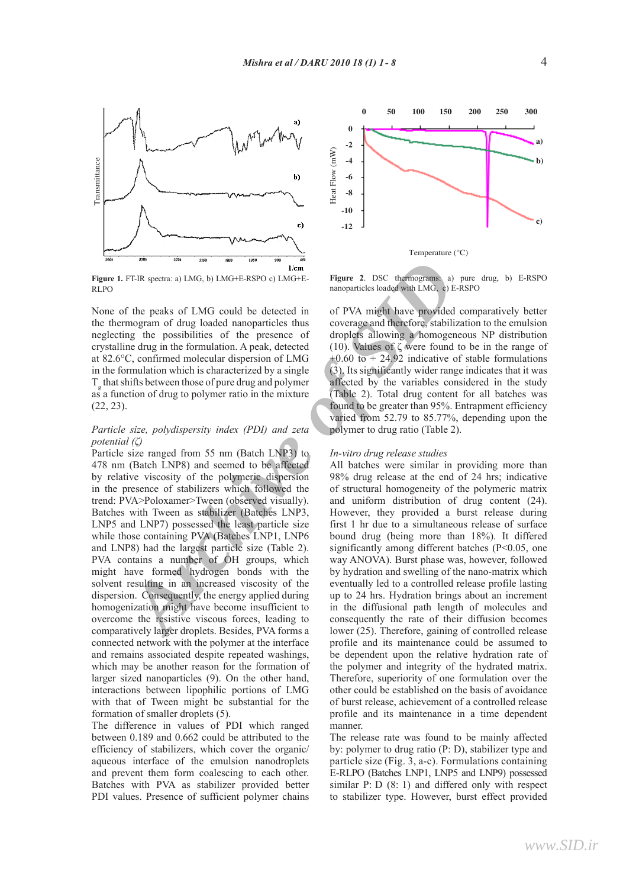Figure 1. FT-IR spectra: a) LMG, b) LMG+E-RSPO c) LMG+E-RLPO

Figure 2. DSC thermograms: a) pure drug, b) E-RSPO nanoparticles loaded with LMG, c) E-RSPO

None of the peaks of LMG could be detected in the thermogram of drug loaded nanoparticles thus neglecting the possibilities of the presence of crystalline drug in the formulation. A peak, detected at 82.6°C, confirmed molecular dispersion of LMG in the formulation which is characterized by a single $T_g$ that shifts between those of pure drug and polymer as a function of drug to polymer ratio in the mixture (22, 23).

*Particle size, polydispersity index (PDI) and zeta potential (ζ)*

Particle size ranged from 55 nm (Batch LNP3) to 478 nm (Batch LNP8) and seemed to be affected by relative viscosity of the polymeric dispersion in the presence of stabilizers which followed the trend: PVA>Poloxamer>Tween (observed visually). Batches with Tween as stabilizer (Batches LNP3, LNP5 and LNP7) possessed the least particle size while those containing PVA (Batches LNP1, LNP6 and LNP8) had the largest particle size (Table 2). PVA contains a number of OH groups, which might have formed hydrogen bonds with the solvent resulting in an increased viscosity of the dispersion. Consequently, the energy applied during homogenization might have become insufficient to overcome the resistive viscous forces, leading to comparatively larger droplets. Besides, PVA forms a connected network with the polymer at the interface and remains associated despite repeated washings, which may be another reason for the formation of larger sized nanoparticles (9). On the other hand, interactions between lipophilic portions of LMG with that of Tween might be substantial for the formation of smaller droplets (5).

The difference in values of PDI which ranged between 0.189 and 0.662 could be attributed to the efficiency of stabilizers, which cover the organic/aqueous interface of the emulsion nanodroplets and prevent them form coalescing to each other. Batches with PVA as stabilizer provided better PDI values. Presence of sufficient polymer chains of PVA might have provided comparatively better coverage and therefore, stabilization to the emulsion droplets allowing a homogeneous NP distribution (10). Values of ζ were found to be in the range of +0.60 to + 24.92 indicative of stable formulations (3). Its significantly wider range indicates that it was affected by the variables considered in the study (Table 2). Total drug content for all batches was found to be greater than 95%. Entrapment efficiency varied from 52.79 to 85.77%, depending upon the polymer to drug ratio (Table 2).

*In-vitro drug release studies*

All batches were similar in providing more than 98% drug release at the end of 24 hrs; indicative of structural homogeneity of the polymeric matrix and uniform distribution of drug content (24). However, they provided a burst release during first 1 hr due to a simultaneous release of surface bound drug (being more than 18%). It differed significantly among different batches ($P<0.05$, one way ANOVA). Burst phase was, however, followed by hydration and swelling of the nano-matrix which eventually led to a controlled release profile lasting up to 24 hrs. Hydration brings about an increment in the diffusional path length of molecules and consequently the rate of their diffusion becomes lower (25). Therefore, gaining of controlled release profile and its maintenance could be assumed to be dependent upon the relative hydration rate of the polymer and integrity of the hydrated matrix. Therefore, superiority of one formulation over the other could be established on the basis of avoidance of burst release, achievement of a controlled release profile and its maintenance in a time dependent manner.

The release rate was found to be mainly affected by: polymer to drug ratio (P: D), stabilizer type and particle size (Fig. 3, a-c). Formulations containing E-RLPO (Batches LNP1, LNP5 and LNP9) possessed similar P: D (8: 1) and differed only with respect to stabilizer type. However, burst effect provided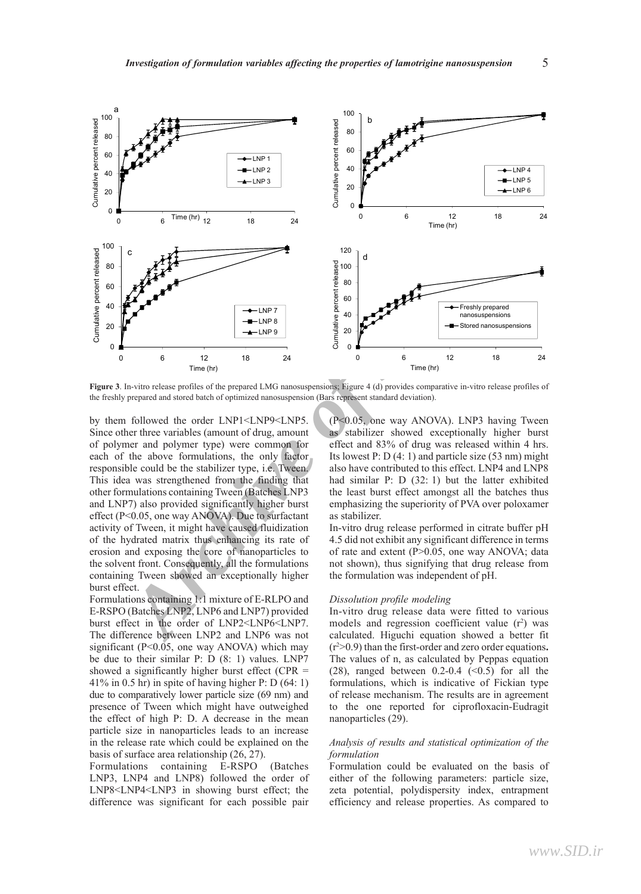**Figure 3**. In-vitro release profiles of the prepared LMG nanosuspensions; Figure 4 (d) provides comparative in-vitro release profiles of the freshly prepared and stored batch of optimized nanosuspension (Bars represent standard deviation).

by them followed the order LNP1<LNP9<LNP5. Since other three variables (amount of drug, amount of polymer and polymer type) were common for each of the above formulations, the only factor responsible could be the stabilizer type, i.e. Tween. This idea was strengthened from the finding that other formulations containing Tween (Batches LNP3 and LNP7) also provided significantly higher burst effect (P<0.05, one way ANOVA). Due to surfactant activity of Tween, it might have caused fluidization of the hydrated matrix thus enhancing its rate of erosion and exposing the core of nanoparticles to the solvent front. Consequently, all the formulations containing Tween showed an exceptionally higher burst effect.

Formulations containing 1:1 mixture of E-RLPO and E-RSPO (Batches LNP2, LNP6 and LNP7) provided burst effect in the order of LNP2<LNP6<LNP7. The difference between LNP2 and LNP6 was not significant (P<0.05, one way ANOVA) which may be due to their similar P: D (8: 1) values. LNP7 showed a significantly higher burst effect (CPR = 41% in 0.5 hr) in spite of having higher P: D (64: 1) due to comparatively lower particle size (69 nm) and presence of Tween which might have outweighed the effect of high P: D. A decrease in the mean particle size in nanoparticles leads to an increase in the release rate which could be explained on the basis of surface area relationship (26, 27).

Formulations containing E-RSPO (Batches LNP3, LNP4 and LNP8) followed the order of LNP8<LNP4<LNP3 in showing burst effect; the difference was significant for each possible pair (P<0.05, one way ANOVA). LNP3 having Tween as stabilizer showed exceptionally higher burst effect and 83% of drug was released within 4 hrs. Its lowest P: D (4: 1) and particle size (53 nm) might also have contributed to this effect. LNP4 and LNP8 had similar P: D (32: 1) but the latter exhibited the least burst effect amongst all the batches thus emphasizing the superiority of PVA over poloxamer as stabilizer.

In-vitro drug release performed in citrate buffer pH 4.5 did not exhibit any significant difference in terms of rate and extent (P>0.05, one way ANOVA; data not shown), thus signifying that drug release from the formulation was independent of pH.

### *Dissolution profile modeling*

In-vitro drug release data were fitted to various models and regression coefficient value ($r^2$) was calculated. Higuchi equation showed a better fit ($r^2$>0.9) than the first-order and zero order equations**.** The values of n, as calculated by Peppas equation (28), ranged between 0.2-0.4 (<0.5) for all the formulations, which is indicative of Fickian type of release mechanism. The results are in agreement to the one reported for ciprofloxacin-Eudragit nanoparticles (29).

### *Analysis of results and statistical optimization of the formulation*

Formulation could be evaluated on the basis of either of the following parameters: particle size, zeta potential, polydispersity index, entrapment efficiency and release properties. As compared to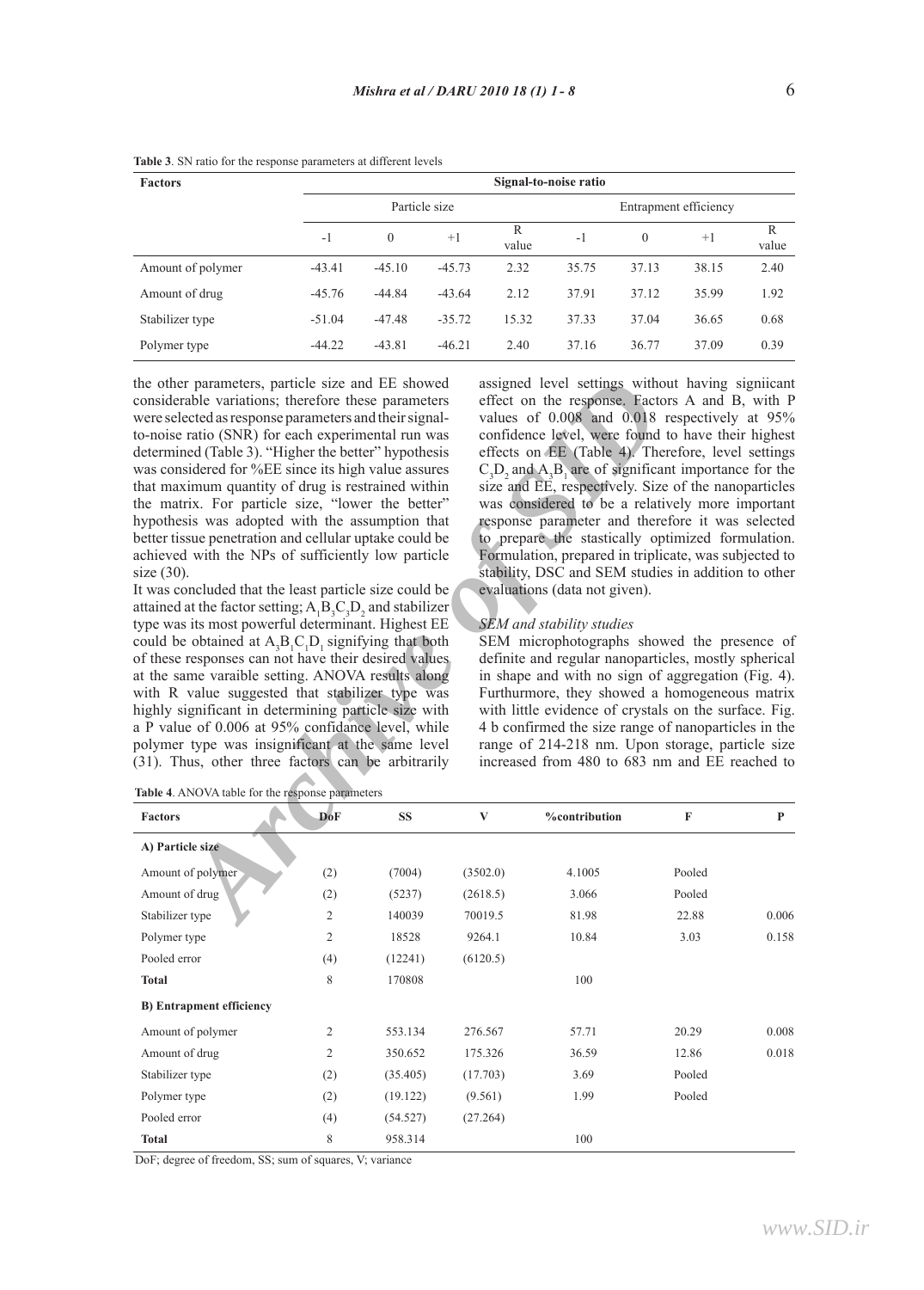**Table 3**. SN ratio for the response parameters at different levels

| Factors | Signal-to-noise ratio | | | | | | | |
|---|---|---|---|---|---|---|---|---|
| | Particle size | | | | Entrapment efficiency | | | |
| | -1 | 0 | +1 | R value | -1 | 0 | +1 | R value |
| Amount of polymer | -43.41 | -45.10 | -45.73 | 2.32 | 35.75 | 37.13 | 38.15 | 2.40 |
| Amount of drug | -45.76 | -44.84 | -43.64 | 2.12 | 37.91 | 37.12 | 35.99 | 1.92 |
| Stabilizer type | -51.04 | -47.48 | -35.72 | 15.32 | 37.33 | 37.04 | 36.65 | 0.68 |
| Polymer type | -44.22 | -43.81 | -46.21 | 2.40 | 37.16 | 36.77 | 37.09 | 0.39 |

the other parameters, particle size and EE showed considerable variations; therefore these parameters were selected as response parameters and their signal-to-noise ratio (SNR) for each experimental run was determined (Table 3). "Higher the better" hypothesis was considered for %EE since its high value assures that maximum quantity of drug is restrained within the matrix. For particle size, "lower the better" hypothesis was adopted with the assumption that better tissue penetration and cellular uptake could be achieved with the NPs of sufficiently low particle size (30).

It was concluded that the least particle size could be attained at the factor setting; $A_1B_3C_3D_2$ and stabilizer type was its most powerful determinant. Highest EE could be obtained at $A_3B_1C_1D_1$ signifying that both of these responses can not have their desired values at the same varaible setting. ANOVA results along with R value suggested that stabilizer type was highly significant in determining particle size with a P value of 0.006 at 95% confidance level, while polymer type was insignificant at the same level (31). Thus, other three factors can be arbitrarily assigned level settings without having signiicant effect on the response. Factors A and B, with P values of 0.008 and 0.018 respectively at 95% confidence level, were found to have their highest effects on EE (Table 4). Therefore, level settings $C_3D_2$ and $A_3B_1$ are of significant importance for the size and EE, respectively. Size of the nanoparticles was considered to be a relatively more important response parameter and therefore it was selected to prepare the stastically optimized formulation. Formulation, prepared in triplicate, was subjected to stability, DSC and SEM studies in addition to other evaluations (data not given).

*SEM and stability studies*

SEM microphotographs showed the presence of definite and regular nanoparticles, mostly spherical in shape and with no sign of aggregation (Fig. 4). Furthurmore, they showed a homogeneous matrix with little evidence of crystals on the surface. Fig. 4 b confirmed the size range of nanoparticles in the range of 214-218 nm. Upon storage, particle size increased from 480 to 683 nm and EE reached to

**Table 4**. ANOVA table for the response parameters

| Factors | DoF | SS | V | %contribution | F | P |
|---|---|---|---|---|---|---|
| **A) Particle size** | | | | | | |
| Amount of polymer | (2) | (7004) | (3502.0) | 4.1005 | Pooled | |
| Amount of drug | (2) | (5237) | (2618.5) | 3.066 | Pooled | |
| Stabilizer type | 2 | 140039 | 70019.5 | 81.98 | 22.88 | 0.006 |
| Polymer type | 2 | 18528 | 9264.1 | 10.84 | 3.03 | 0.158 |
| Pooled error | (4) | (12241) | (6120.5) | | | |
| **Total** | 8 | 170808 | | 100 | | |
| **B) Entrapment efficiency** | | | | | | |
| Amount of polymer | 2 | 553.134 | 276.567 | 57.71 | 20.29 | 0.008 |
| Amount of drug | 2 | 350.652 | 175.326 | 36.59 | 12.86 | 0.018 |
| Stabilizer type | (2) | (35.405) | (17.703) | 3.69 | Pooled | |
| Polymer type | (2) | (19.122) | (9.561) | 1.99 | Pooled | |
| Pooled error | (4) | (54.527) | (27.264) | | | |
| **Total** | 8 | 958.314 | | 100 | | |

DoF; degree of freedom, SS; sum of squares, V; variance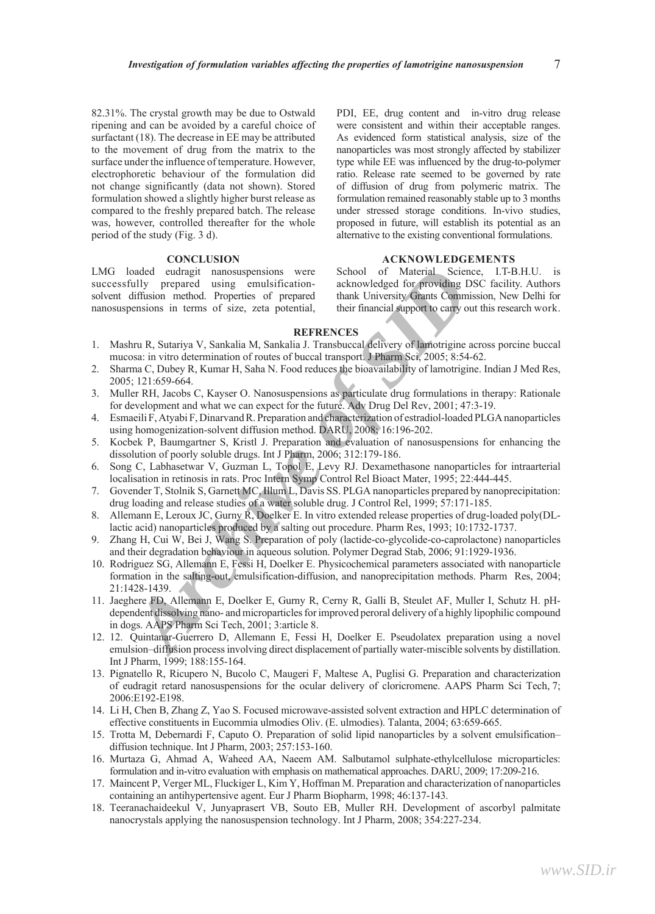82.31%. The crystal growth may be due to Ostwald ripening and can be avoided by a careful choice of surfactant (18). The decrease in EE may be attributed to the movement of drug from the matrix to the surface under the influence of temperature. However, electrophoretic behaviour of the formulation did not change significantly (data not shown). Stored formulation showed a slightly higher burst release as compared to the freshly prepared batch. The release was, however, controlled thereafter for the whole period of the study (Fig. 3 d).

## CONCLUSION

LMG loaded eudragit nanosuspensions were successfully prepared using emulsification-solvent diffusion method. Properties of prepared nanosuspensions in terms of size, zeta potential, PDI, EE, drug content and in-vitro drug release were consistent and within their acceptable ranges. As evidenced form statistical analysis, size of the nanoparticles was most strongly affected by stabilizer type while EE was influenced by the drug-to-polymer ratio. Release rate seemed to be governed by rate of diffusion of drug from polymeric matrix. The formulation remained reasonably stable up to 3 months under stressed storage conditions. In-vivo studies, proposed in future, will establish its potential as an alternative to the existing conventional formulations.

## ACKNOWLEDGEMENTS

School of Material Science, I.T-B.H.U. is acknowledged for providing DSC facility. Authors thank University Grants Commission, New Delhi for their financial support to carry out this research work.

## REFRENCES

1. Mashru R, Sutariya V, Sankalia M, Sankalia J. Transbuccal delivery of lamotrigine across porcine buccal mucosa: in vitro determination of routes of buccal transport. J Pharm Sci, 2005; 8:54-62.
2. Sharma C, Dubey R, Kumar H, Saha N. Food reduces the bioavailability of lamotrigine. Indian J Med Res, 2005; 121:659-664.
3. Muller RH, Jacobs C, Kayser O. Nanosuspensions as particulate drug formulations in therapy: Rationale for development and what we can expect for the future. Adv Drug Del Rev, 2001; 47:3-19.
4. Esmaeili F, Atyabi F, Dinarvand R. Preparation and characterization of estradiol-loaded PLGA nanoparticles using homogenization-solvent diffusion method. DARU, 2008; 16:196-202.
5. Kocbek P, Baumgartner S, Kristl J. Preparation and evaluation of nanosuspensions for enhancing the dissolution of poorly soluble drugs. Int J Pharm, 2006; 312:179-186.
6. Song C, Labhasetwar V, Guzman L, Topol E, Levy RJ. Dexamethasone nanoparticles for intraarterial localisation in retinosis in rats. Proc Intern Symp Control Rel Bioact Mater, 1995; 22:444-445.
7. Govender T, Stolnik S, Garnett MC, Illum L, Davis SS. PLGA nanoparticles prepared by nanoprecipitation: drug loading and release studies of a water soluble drug. J Control Rel, 1999; 57:171-185.
8. Allemann E, Leroux JC, Gurny R, Doelker E. In vitro extended release properties of drug-loaded poly(DL-lactic acid) nanoparticles produced by a salting out procedure. Pharm Res, 1993; 10:1732-1737.
9. Zhang H, Cui W, Bei J, Wang S. Preparation of poly (lactide-co-glycolide-co-caprolactone) nanoparticles and their degradation behaviour in aqueous solution. Polymer Degrad Stab, 2006; 91:1929-1936.
10. Rodriguez SG, Allemann E, Fessi H, Doelker E. Physicochemical parameters associated with nanoparticle formation in the salting-out, emulsification-diffusion, and nanoprecipitation methods. Pharm Res, 2004; 21:1428-1439.
11. Jaeghere FD, Allemann E, Doelker E, Gurny R, Cerny R, Galli B, Steulet AF, Muller I, Schutz H. pH-dependent dissolving nano- and microparticles for improved peroral delivery of a highly lipophilic compound in dogs. AAPS Pharm Sci Tech, 2001; 3:article 8.
12. 12. Quintanar-Guerrero D, Allemann E, Fessi H, Doelker E. Pseudolatex preparation using a novel emulsion–diffusion process involving direct displacement of partially water-miscible solvents by distillation. Int J Pharm, 1999; 188:155-164.
13. Pignatello R, Ricupero N, Bucolo C, Maugeri F, Maltese A, Puglisi G. Preparation and characterization of eudragit retard nanosuspensions for the ocular delivery of cloricromene. AAPS Pharm Sci Tech, 7; 2006:E192-E198.
14. Li H, Chen B, Zhang Z, Yao S. Focused microwave-assisted solvent extraction and HPLC determination of effective constituents in Eucommia ulmodies Oliv. (E. ulmodies). Talanta, 2004; 63:659-665.
15. Trotta M, Debernardi F, Caputo O. Preparation of solid lipid nanoparticles by a solvent emulsification–diffusion technique. Int J Pharm, 2003; 257:153-160.
16. Murtaza G, Ahmad A, Waheed AA, Naeem AM. Salbutamol sulphate-ethylcellulose microparticles: formulation and in-vitro evaluation with emphasis on mathematical approaches. DARU, 2009; 17:209-216.
17. Maincent P, Verger ML, Fluckiger L, Kim Y, Hoffman M. Preparation and characterization of nanoparticles containing an antihypertensive agent. Eur J Pharm Biopharm, 1998; 46:137-143.
18. Teeranachaideekul V, Junyaprasert VB, Souto EB, Muller RH. Development of ascorbyl palmitate nanocrystals applying the nanosuspension technology. Int J Pharm, 2008; 354:227-234.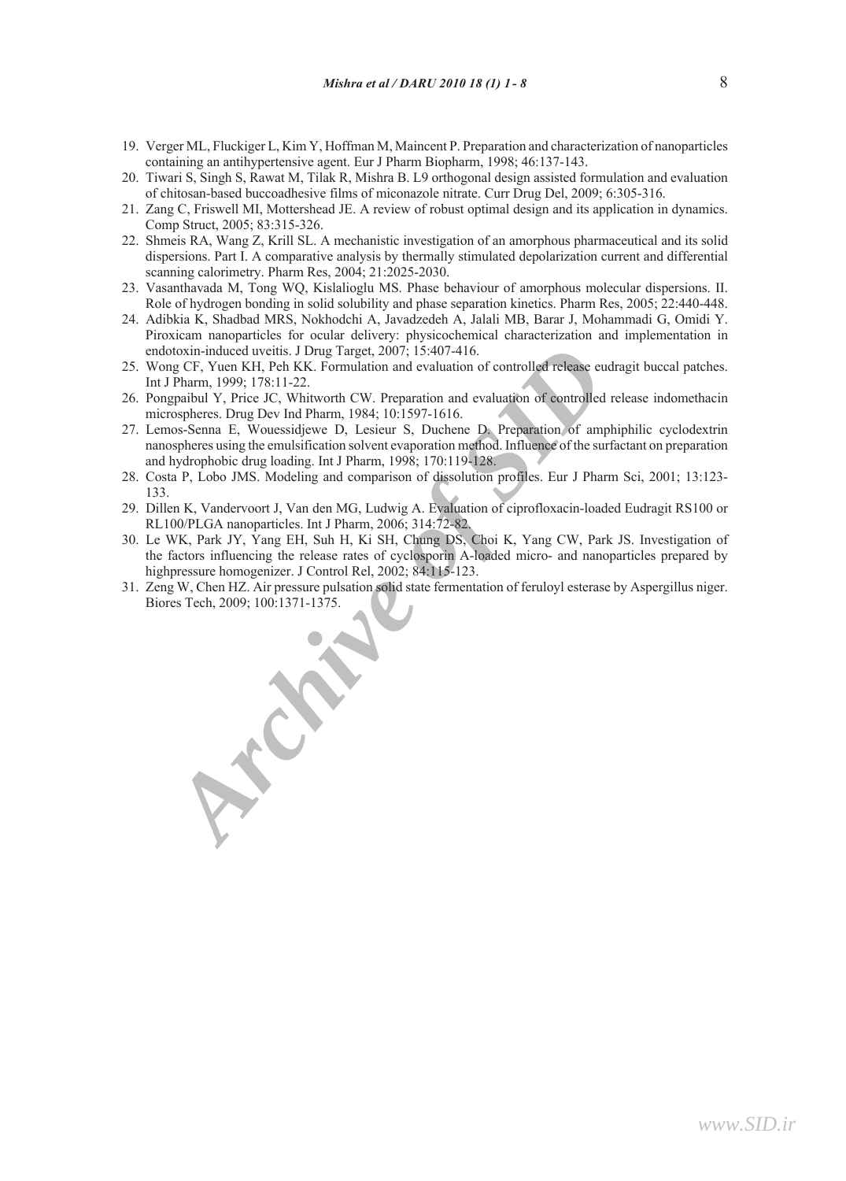19. Verger ML, Fluckiger L, Kim Y, Hoffman M, Maincent P. Preparation and characterization of nanoparticles containing an antihypertensive agent. Eur J Pharm Biopharm, 1998; 46:137-143.
20. Tiwari S, Singh S, Rawat M, Tilak R, Mishra B. L9 orthogonal design assisted formulation and evaluation of chitosan-based buccoadhesive films of miconazole nitrate. Curr Drug Del, 2009; 6:305-316.
21. Zang C, Friswell MI, Mottershead JE. A review of robust optimal design and its application in dynamics. Comp Struct, 2005; 83:315-326.
22. Shmeis RA, Wang Z, Krill SL. A mechanistic investigation of an amorphous pharmaceutical and its solid dispersions. Part I. A comparative analysis by thermally stimulated depolarization current and differential scanning calorimetry. Pharm Res, 2004; 21:2025-2030.
23. Vasanthavada M, Tong WQ, Kislalioglu MS. Phase behaviour of amorphous molecular dispersions. II. Role of hydrogen bonding in solid solubility and phase separation kinetics. Pharm Res, 2005; 22:440-448.
24. Adibkia K, Shadbad MRS, Nokhodchi A, Javadzedeh A, Jalali MB, Barar J, Mohammadi G, Omidi Y. Piroxicam nanoparticles for ocular delivery: physicochemical characterization and implementation in endotoxin-induced uveitis. J Drug Target, 2007; 15:407-416.
25. Wong CF, Yuen KH, Peh KK. Formulation and evaluation of controlled release eudragit buccal patches. Int J Pharm, 1999; 178:11-22.
26. Pongpaibul Y, Price JC, Whitworth CW. Preparation and evaluation of controlled release indomethacin microspheres. Drug Dev Ind Pharm, 1984; 10:1597-1616.
27. Lemos-Senna E, Wouessidjewe D, Lesieur S, Duchene D. Preparation of amphiphilic cyclodextrin nanospheres using the emulsification solvent evaporation method. Influence of the surfactant on preparation and hydrophobic drug loading. Int J Pharm, 1998; 170:119-128.
28. Costa P, Lobo JMS. Modeling and comparison of dissolution profiles. Eur J Pharm Sci, 2001; 13:123-133.
29. Dillen K, Vandervoort J, Van den MG, Ludwig A. Evaluation of ciprofloxacin-loaded Eudragit RS100 or RL100/PLGA nanoparticles. Int J Pharm, 2006; 314:72-82.
30. Le WK, Park JY, Yang EH, Suh H, Ki SH, Chung DS, Choi K, Yang CW, Park JS. Investigation of the factors influencing the release rates of cyclosporin A-loaded micro- and nanoparticles prepared by highpressure homogenizer. J Control Rel, 2002; 84:115-123.
31. Zeng W, Chen HZ. Air pressure pulsation solid state fermentation of feruloyl esterase by Aspergillus niger. Biores Tech, 2009; 100:1371-1375.